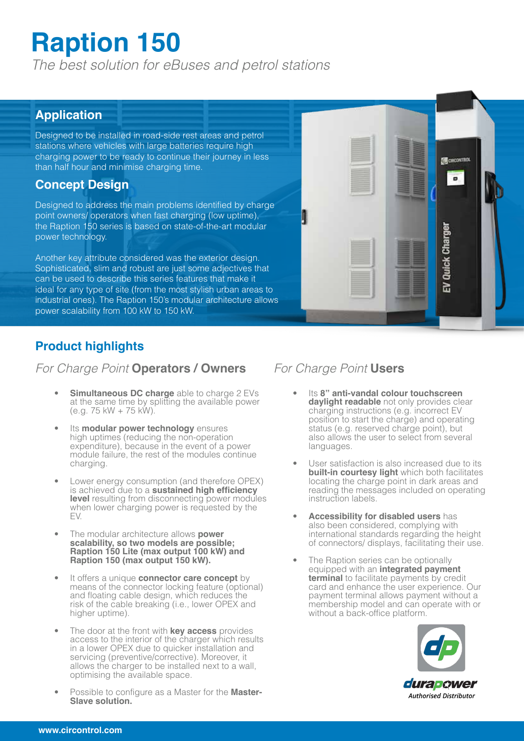# Raption 150

*The best solution for eBuses and petrol stations*

## Application

Designed to be installed in road-side rest areas and petrol stations where vehicles with large batteries require high charging power to be ready to continue their journey in less than half hour and minimise charging time.

## Concept Design

Designed to address the main problems identified by charge point owners/ operators when fast charging (low uptime), the Raption 150 series is based on state-of-the-art modular power technology.

Another key attribute considered was the exterior design. Sophisticated, slim and robust are just some adjectives that can be used to describe this series features that make it ideal for any type of site (from the most stylish urban areas to industrial ones). The Raption 150's modular architecture allows power scalability from 100 kW to 150 kW.

## Product highlights

### *For Charge Point* **Operators / Owners**

- **Simultaneous DC charge** able to charge 2 EVs at the same time by splitting the available power (e.g. 75 kW + 75 kW).
- Its **modular power technology** ensures high uptimes (reducing the non-operation expenditure), because in the event of a power module failure, the rest of the modules continue charging.
- Lower energy consumption (and therefore OPEX) is achieved due to a **sustained high efficiency level** resulting from disconnecting power modules when lower charging power is requested by the EV.
- The modular architecture allows **power scalability, so two models are possible; Raption 150 Lite (max output 100 kW) and Raption 150 (max output 150 kW).**
- It offers a unique **connector care concept** by means of the connector locking feature (optional) and floating cable design, which reduces the risk of the cable breaking (i.e., lower OPEX and higher uptime).
- The door at the front with **key access** provides access to the interior of the charger which results in a lower OPEX due to quicker installation and servicing (preventive/corrective). Moreover, it allows the charger to be installed next to a wall, optimising the available space.
- Possible to configure as a Master for the **Master-Slave solution.**

### *For Charge Point* **Users**

- Its **8" anti-vandal colour touchscreen daylight readable** not only provides clear charging instructions (e.g. incorrect EV position to start the charge) and operating status (e.g. reserved charge point), but also allows the user to select from several languages.
- User satisfaction is also increased due to its **built-in courtesy light** which both facilitates locating the charge point in dark areas and reading the messages included on operating instruction labels.
- **Accessibility for disabled users** has also been considered, complying with international standards regarding the height of connectors/ displays, facilitating their use.
- The Raption series can be optionally equipped with an **integrated payment terminal** to facilitate payments by credit card and enhance the user experience. Our payment terminal allows payment without a membership model and can operate with or without a back-office platform.

durapower
Authorised Distributor

www.circontrol.com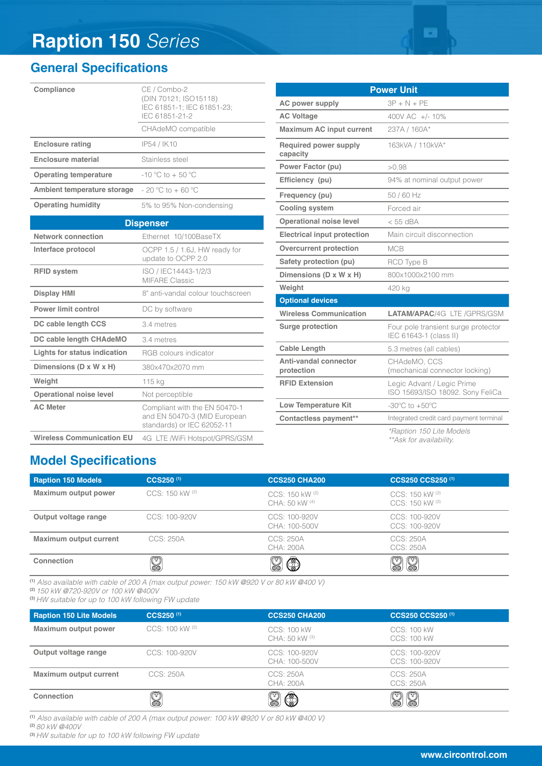# Raption 150 *Series*

## General Specifications

| | |
|---|---|
| **Compliance** | CE / Combo-2 (DIN 70121; ISO15118) IEC 61851-1; IEC 61851-23; IEC 61851-21-2 |
| | CHAdeMO compatible |
| **Enclosure rating** | IP54 / IK10 |
| **Enclosure material** | Stainless steel |
| **Operating temperature** | -10 °C to + 50 °C |
| **Ambient temperature storage** | - 20 °C to + 60 °C |
| **Operating humidity** | 5% to 95% Non-condensing |

| **Dispenser** | |
|---|---|
| **Network connection** | Ethernet 10/100BaseTX |
| **Interface protocol** | OCPP 1.5 / 1.6J, HW ready for update to OCPP 2.0 |
| **RFID system** | ISO / IEC14443-1/2/3 MIFARE Classic |
| **Display HMI** | 8" anti-vandal colour touchscreen |
| **Power limit control** | DC by software |
| **DC cable length CCS** | 3.4 metres |
| **DC cable length CHAdeMO** | 3.4 metres |
| **Lights for status indication** | RGB colours indicator |
| **Dimensions (D x W x H)** | 380x470x2070 mm |
| **Weight** | 115 kg |
| **Operational noise level** | Not perceptible |
| **AC Meter** | Compliant with the EN 50470-1 and EN 50470-3 (MID European standards) or IEC 62052-11 |
| **Wireless Communication EU** | 4G LTE /WiFi Hotspot/GPRS/GSM |

| **Power Unit** | |
|---|---|
| **AC power supply** | 3P + N + PE |
| **AC Voltage** | 400V AC +/- 10% |
| **Maximum AC input current** | 237A / 160A* |
| **Required power supply capacity** | 163kVA / 110kVA* |
| **Power Factor (pu)** | >0.98 |
| **Efficiency (pu)** | 94% at nominal output power |
| **Frequency (pu)** | 50 / 60 Hz |
| **Cooling system** | Forced air |
| **Operational noise level** | < 55 dBA |
| **Electrical input protection** | Main circuit disconnection |
| **Overcurrent protection** | MCB |
| **Safety protection (pu)** | RCD Type B |
| **Dimensions (D x W x H)** | 800x1000x2100 mm |
| **Weight** | 420 kg |
| **Optional devices** | |
| **Wireless Communication** | **LATAM/APAC**/4G LTE /GPRS/GSM |
| **Surge protection** | Four pole transient surge protector IEC 61643-1 (class II) |
| **Cable Length** | 5.3 metres (all cables) |
| **Anti-vandal connector protection** | CHAdeMO, CCS (mechanical connector locking) |
| **RFID Extension** | Legic Advant / Legic Prime ISO 15693/ISO 18092. Sony FeliCa |
| **Low Temperature Kit** | -30ºC to +50ºC |
| **Contactless payment**** | Integrated credit card payment terminal |

*\*Raption 150 Lite Models*
*\*\*Ask for availability.*

## Model Specifications

| Raption 150 Models | CCS250 [1] | CCS250 CHA200 | CCS250 CCS250 [1] |
|---|---|---|---|
| **Maximum output power** | CCS: 150 kW [2] | CCS: 150 kW [2] CHA: 50 kW [4] | CCS: 150 kW [2] CCS: 150 kW [2] |
| **Output voltage range** | CCS: 100-920V | CCS: 100-920V CHA: 100-500V | CCS: 100-920V CCS: 100-920V |
| **Maximum output current** | CCS: 250A | CCS: 250A CHA: 200A | CCS: 250A CCS: 250A |
| **Connection** | | | |

[1] *Also available with cable of 200 A (max output power: 150 kW @920 V or 80 kW @400 V)*
[2] *150 kW @720-920V or 100 kW @400V*
[3] *HW suitable for up to 100 kW following FW update*

| Raption 150 Lite Models | CCS250 [1] | CCS250 CHA200 | CCS250 CCS250 [1] |
|---|---|---|---|
| **Maximum output power** | CCS: 100 kW [2] | CCS: 100 kW CHA: 50 kW [3] | CCS: 100 kW CCS: 100 kW |
| **Output voltage range** | CCS: 100-920V | CCS: 100-920V CHA: 100-500V | CCS: 100-920V CCS: 100-920V |
| **Maximum output current** | CCS: 250A | CCS: 250A CHA: 200A | CCS: 250A CCS: 250A |
| **Connection** | | | |

[1] *Also available with cable of 200 A (max output power: 100 kW @920 V or 80 kW @400 V)*
[2] *80 kW @400V*
[3] *HW suitable for up to 100 kW following FW update*

www.circontrol.com